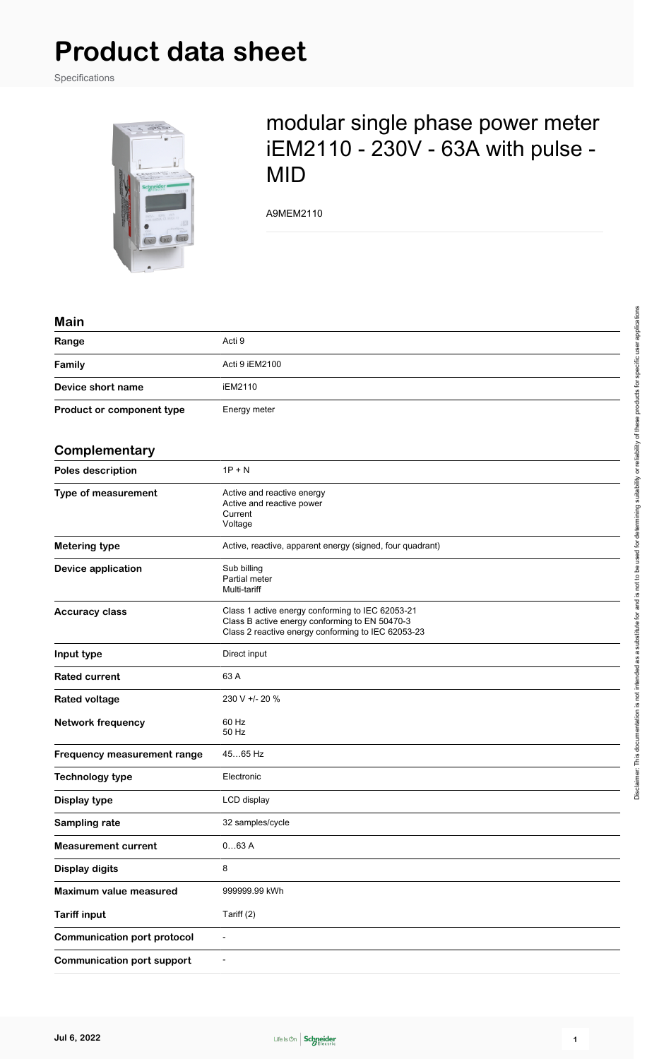# Product data sheet

Specifications

## modular single phase power meter iEM2110 - 230V - 63A with pulse - MID

A9MEM2110

### Main

| | |
|---|---|
| **Range** | Acti 9 |
| **Family** | Acti 9 iEM2100 |
| **Device short name** | iEM2110 |
| **Product or component type** | Energy meter |

### Complementary

| | |
|---|---|
| **Poles description** | 1P + N |
| **Type of measurement** | Active and reactive energy<br>Active and reactive power<br>Current<br>Voltage |
| **Metering type** | Active, reactive, apparent energy (signed, four quadrant) |
| **Device application** | Sub billing<br>Partial meter<br>Multi-tariff |
| **Accuracy class** | Class 1 active energy conforming to IEC 62053-21<br>Class B active energy conforming to EN 50470-3<br>Class 2 reactive energy conforming to IEC 62053-23 |
| **Input type** | Direct input |
| **Rated current** | 63 A |
| **Rated voltage** | 230 V +/- 20 % |
| **Network frequency** | 60 Hz<br>50 Hz |
| **Frequency measurement range** | 45…65 Hz |
| **Technology type** | Electronic |
| **Display type** | LCD display |
| **Sampling rate** | 32 samples/cycle |
| **Measurement current** | 0…63 A |
| **Display digits** | 8 |
| **Maximum value measured** | 999999.99 kWh |
| **Tariff input** | Tariff (2) |
| **Communication port protocol** | - |
| **Communication port support** | - |

Disclaimer: This documentation is not intended as a substitute for and is not to be used for determining suitability or reliability of these products for specific user applications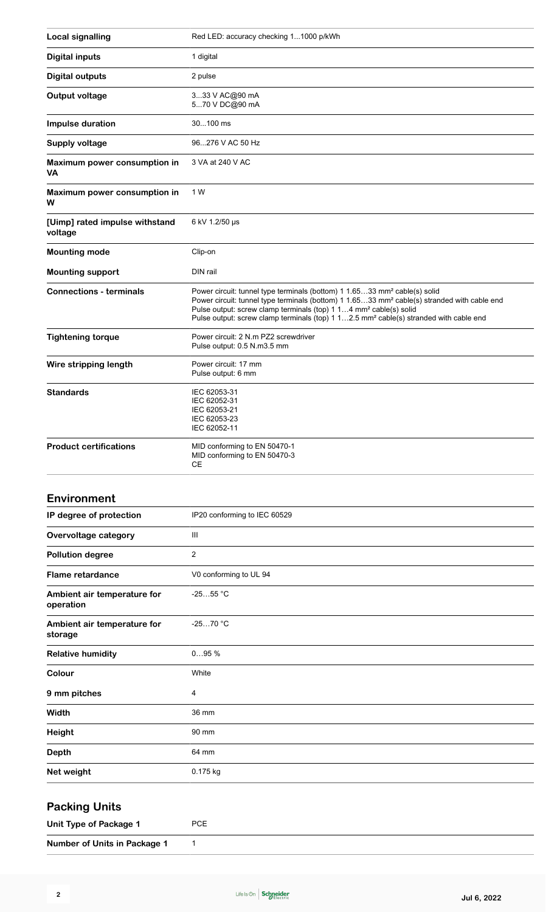| | |
|---|---|
| **Local signalling** | Red LED: accuracy checking 1...1000 p/kWh |
| **Digital inputs** | 1 digital |
| **Digital outputs** | 2 pulse |
| **Output voltage** | 3...33 V AC@90 mA<br>5...70 V DC@90 mA |
| **Impulse duration** | 30...100 ms |
| **Supply voltage** | 96...276 V AC 50 Hz |
| **Maximum power consumption in VA** | 3 VA at 240 V AC |
| **Maximum power consumption in W** | 1 W |
| **[Uimp] rated impulse withstand voltage** | 6 kV 1.2/50 µs |
| **Mounting mode** | Clip-on |
| **Mounting support** | DIN rail |
| **Connections - terminals** | Power circuit: tunnel type terminals (bottom) 1 1.65…33 mm² cable(s) solid<br>Power circuit: tunnel type terminals (bottom) 1 1.65…33 mm² cable(s) stranded with cable end<br>Pulse output: screw clamp terminals (top) 1 1…4 mm² cable(s) solid<br>Pulse output: screw clamp terminals (top) 1 1…2.5 mm² cable(s) stranded with cable end |
| **Tightening torque** | Power circuit: 2 N.m PZ2 screwdriver<br>Pulse output: 0.5 N.m3.5 mm |
| **Wire stripping length** | Power circuit: 17 mm<br>Pulse output: 6 mm |
| **Standards** | IEC 62053-31<br>IEC 62052-31<br>IEC 62053-21<br>IEC 62053-23<br>IEC 62052-11 |
| **Product certifications** | MID conforming to EN 50470-1<br>MID conforming to EN 50470-3<br>CE |

## Environment

| | |
|---|---|
| **IP degree of protection** | IP20 conforming to IEC 60529 |
| **Overvoltage category** | III |
| **Pollution degree** | 2 |
| **Flame retardance** | V0 conforming to UL 94 |
| **Ambient air temperature for operation** | -25…55 °C |
| **Ambient air temperature for storage** | -25…70 °C |
| **Relative humidity** | 0…95 % |
| **Colour** | White |
| **9 mm pitches** | 4 |
| **Width** | 36 mm |
| **Height** | 90 mm |
| **Depth** | 64 mm |
| **Net weight** | 0.175 kg |

## Packing Units

| | |
|---|---|
| **Unit Type of Package 1** | PCE |
| **Number of Units in Package 1** | 1 |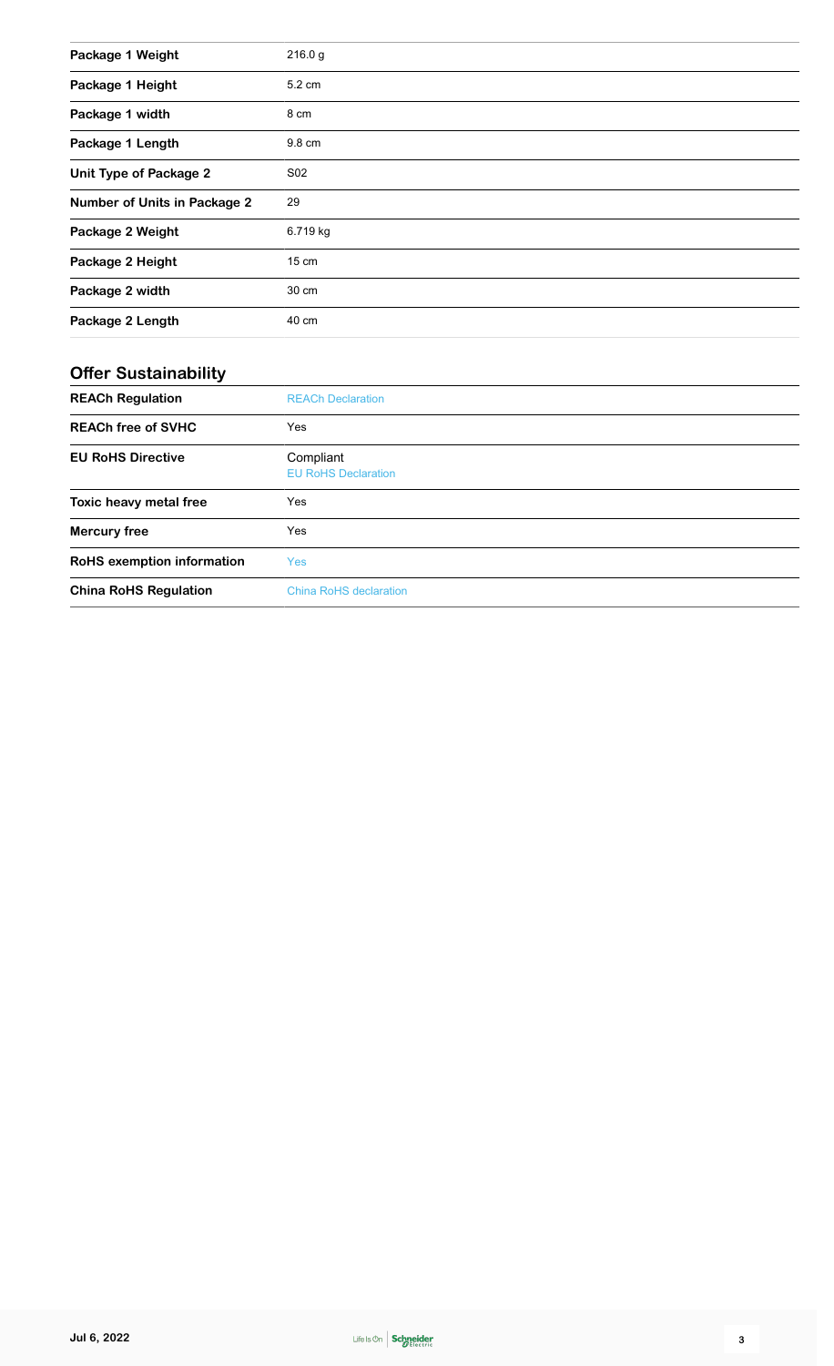| | |
|---|---|
| **Package 1 Weight** | 216.0 g |
| **Package 1 Height** | 5.2 cm |
| **Package 1 width** | 8 cm |
| **Package 1 Length** | 9.8 cm |
| **Unit Type of Package 2** | S02 |
| **Number of Units in Package 2** | 29 |
| **Package 2 Weight** | 6.719 kg |
| **Package 2 Height** | 15 cm |
| **Package 2 width** | 30 cm |
| **Package 2 Length** | 40 cm |

## Offer Sustainability

| | |
|---|---|
| **REACh Regulation** | REACh Declaration |
| **REACh free of SVHC** | Yes |
| **EU RoHS Directive** | Compliant<br>EU RoHS Declaration |
| **Toxic heavy metal free** | Yes |
| **Mercury free** | Yes |
| **RoHS exemption information** | Yes |
| **China RoHS Regulation** | China RoHS declaration |